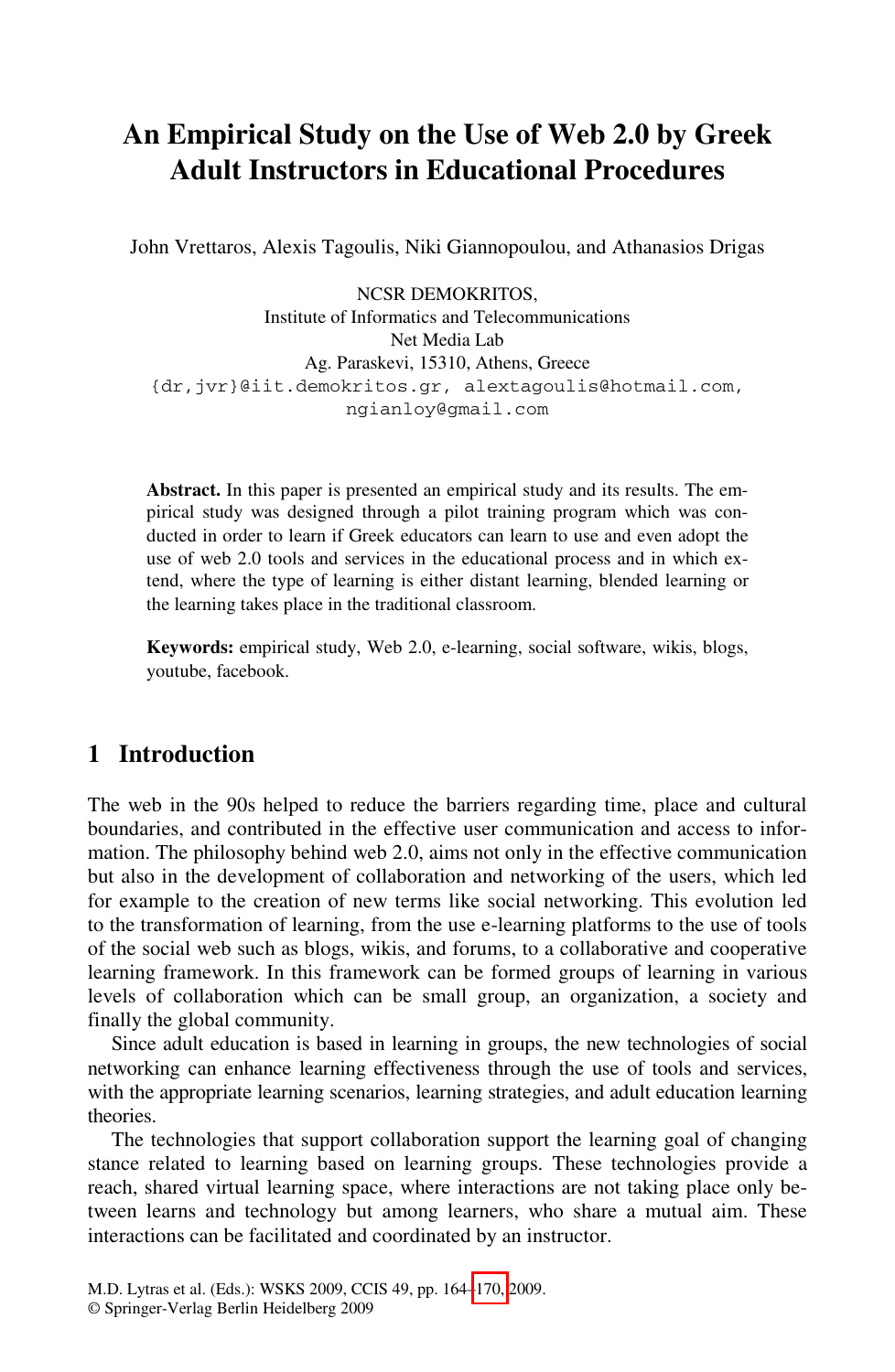# An Empirical Study on the Use of Web 2.0 by Greek Adult Instructors in Educational Procedures

John Vrettaros, Alexis Tagoulis, Niki Giannopoulou, and Athanasios Drigas

NCSR DEMOKRITOS,
Institute of Informatics and Telecommunications
Net Media Lab
Ag. Paraskevi, 15310, Athens, Greece
{dr,jvr}@iit.demokritos.gr, alextagoulis@hotmail.com, ngianloy@gmail.com

**Abstract.** In this paper is presented an empirical study and its results. The empirical study was designed through a pilot training program which was conducted in order to learn if Greek educators can learn to use and even adopt the use of web 2.0 tools and services in the educational process and in which extend, where the type of learning is either distant learning, blended learning or the learning takes place in the traditional classroom.

**Keywords:** empirical study, Web 2.0, e-learning, social software, wikis, blogs, youtube, facebook.

## 1 Introduction

The web in the 90s helped to reduce the barriers regarding time, place and cultural boundaries, and contributed in the effective user communication and access to information. The philosophy behind web 2.0, aims not only in the effective communication but also in the development of collaboration and networking of the users, which led for example to the creation of new terms like social networking. This evolution led to the transformation of learning, from the use e-learning platforms to the use of tools of the social web such as blogs, wikis, and forums, to a collaborative and cooperative learning framework. In this framework can be formed groups of learning in various levels of collaboration which can be small group, an organization, a society and finally the global community.

Since adult education is based in learning in groups, the new technologies of social networking can enhance learning effectiveness through the use of tools and services, with the appropriate learning scenarios, learning strategies, and adult education learning theories.

The technologies that support collaboration support the learning goal of changing stance related to learning based on learning groups. These technologies provide a reach, shared virtual learning space, where interactions are not taking place only between learns and technology but among learners, who share a mutual aim. These interactions can be facilitated and coordinated by an instructor.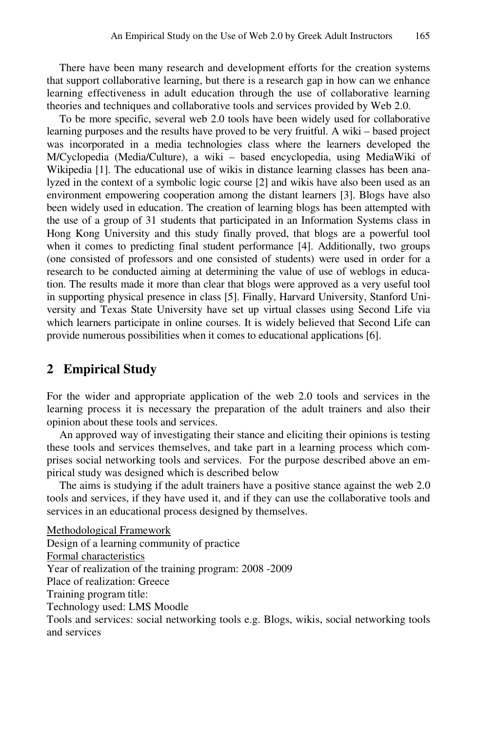There have been many research and development efforts for the creation systems that support collaborative learning, but there is a research gap in how can we enhance learning effectiveness in adult education through the use of collaborative learning theories and techniques and collaborative tools and services provided by Web 2.0.

To be more specific, several web 2.0 tools have been widely used for collaborative learning purposes and the results have proved to be very fruitful. A wiki – based project was incorporated in a media technologies class where the learners developed the M/Cyclopedia (Media/Culture), a wiki – based encyclopedia, using MediaWiki of Wikipedia [1]. The educational use of wikis in distance learning classes has been analyzed in the context of a symbolic logic course [2] and wikis have also been used as an environment empowering cooperation among the distant learners [3]. Blogs have also been widely used in education. The creation of learning blogs has been attempted with the use of a group of 31 students that participated in an Information Systems class in Hong Kong University and this study finally proved, that blogs are a powerful tool when it comes to predicting final student performance [4]. Additionally, two groups (one consisted of professors and one consisted of students) were used in order for a research to be conducted aiming at determining the value of use of weblogs in education. The results made it more than clear that blogs were approved as a very useful tool in supporting physical presence in class [5]. Finally, Harvard University, Stanford University and Texas State University have set up virtual classes using Second Life via which learners participate in online courses. It is widely believed that Second Life can provide numerous possibilities when it comes to educational applications [6].

## 2 Empirical Study

For the wider and appropriate application of the web 2.0 tools and services in the learning process it is necessary the preparation of the adult trainers and also their opinion about these tools and services.

An approved way of investigating their stance and eliciting their opinions is testing these tools and services themselves, and take part in a learning process which comprises social networking tools and services. For the purpose described above an empirical study was designed which is described below

The aims is studying if the adult trainers have a positive stance against the web 2.0 tools and services, if they have used it, and if they can use the collaborative tools and services in an educational process designed by themselves.

<u>Methodological Framework</u>
Design of a learning community of practice
<u>Formal characteristics</u>
Year of realization of the training program: 2008 -2009
Place of realization: Greece
Training program title:
Technology used: LMS Moodle
Tools and services: social networking tools e.g. Blogs, wikis, social networking tools and services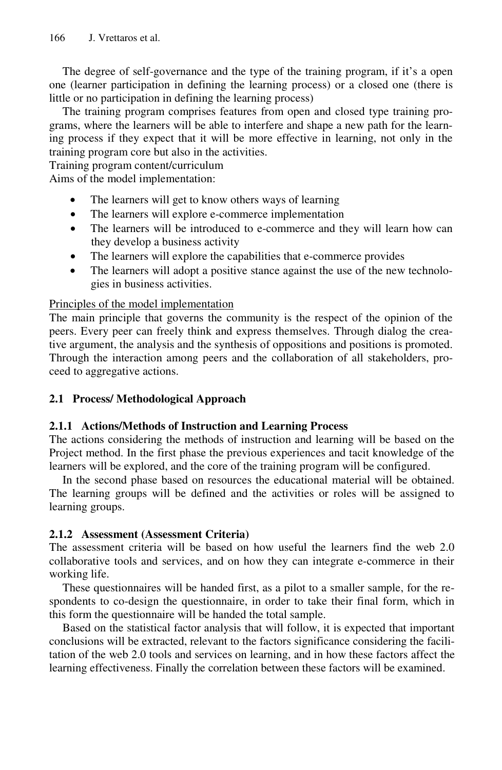The degree of self-governance and the type of the training program, if it's a open one (learner participation in defining the learning process) or a closed one (there is little or no participation in defining the learning process)

The training program comprises features from open and closed type training programs, where the learners will be able to interfere and shape a new path for the learning process if they expect that it will be more effective in learning, not only in the training program core but also in the activities.

Training program content/curriculum

Aims of the model implementation:

- The learners will get to know others ways of learning
- The learners will explore e-commerce implementation
- The learners will be introduced to e-commerce and they will learn how can they develop a business activity
- The learners will explore the capabilities that e-commerce provides
- The learners will adopt a positive stance against the use of the new technologies in business activities.

Principles of the model implementation

The main principle that governs the community is the respect of the opinion of the peers. Every peer can freely think and express themselves. Through dialog the creative argument, the analysis and the synthesis of oppositions and positions is promoted. Through the interaction among peers and the collaboration of all stakeholders, proceed to aggregative actions.

## 2.1 Process/ Methodological Approach

### 2.1.1 Actions/Methods of Instruction and Learning Process

The actions considering the methods of instruction and learning will be based on the Project method. In the first phase the previous experiences and tacit knowledge of the learners will be explored, and the core of the training program will be configured.

In the second phase based on resources the educational material will be obtained. The learning groups will be defined and the activities or roles will be assigned to learning groups.

### 2.1.2 Assessment (Assessment Criteria)

The assessment criteria will be based on how useful the learners find the web 2.0 collaborative tools and services, and on how they can integrate e-commerce in their working life.

These questionnaires will be handed first, as a pilot to a smaller sample, for the respondents to co-design the questionnaire, in order to take their final form, which in this form the questionnaire will be handed the total sample.

Based on the statistical factor analysis that will follow, it is expected that important conclusions will be extracted, relevant to the factors significance considering the facilitation of the web 2.0 tools and services on learning, and in how these factors affect the learning effectiveness. Finally the correlation between these factors will be examined.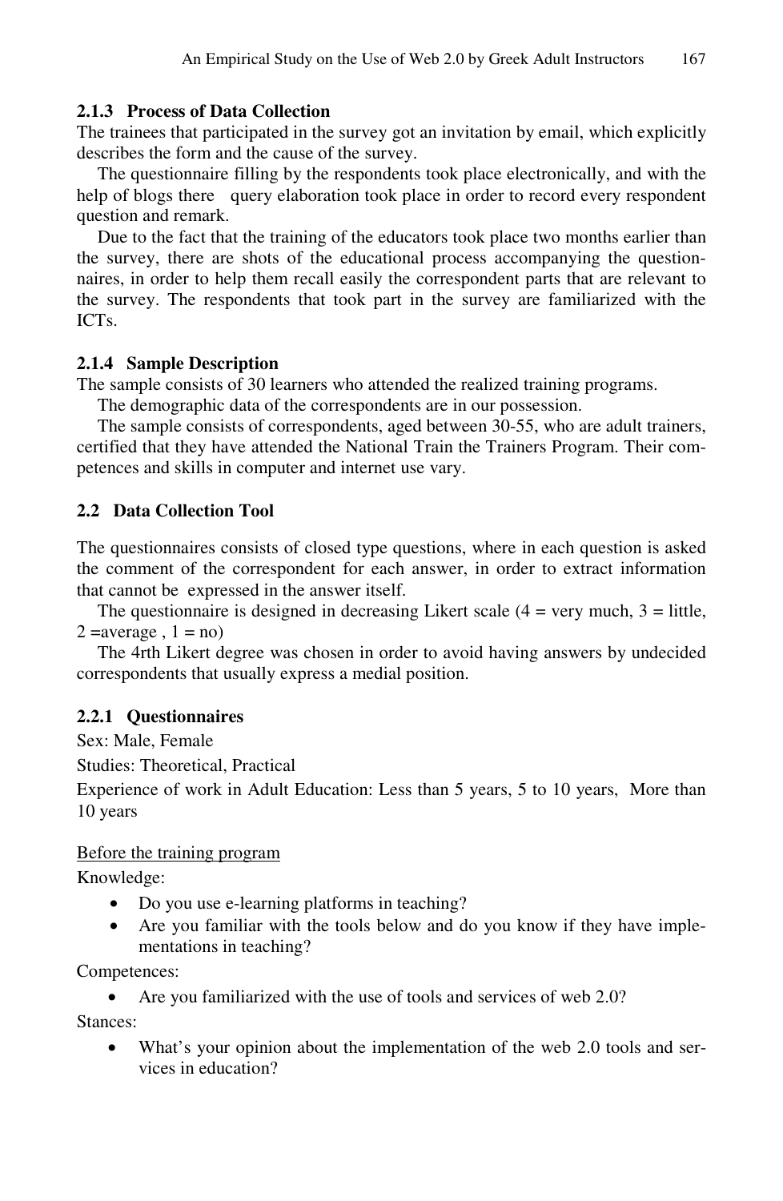#### 2.1.3 Process of Data Collection

The trainees that participated in the survey got an invitation by email, which explicitly describes the form and the cause of the survey.

The questionnaire filling by the respondents took place electronically, and with the help of blogs there query elaboration took place in order to record every respondent question and remark.

Due to the fact that the training of the educators took place two months earlier than the survey, there are shots of the educational process accompanying the questionnaires, in order to help them recall easily the correspondent parts that are relevant to the survey. The respondents that took part in the survey are familiarized with the ICTs.

#### 2.1.4 Sample Description

The sample consists of 30 learners who attended the realized training programs.

The demographic data of the correspondents are in our possession.

The sample consists of correspondents, aged between 30-55, who are adult trainers, certified that they have attended the National Train the Trainers Program. Their competences and skills in computer and internet use vary.

### 2.2 Data Collection Tool

The questionnaires consists of closed type questions, where in each question is asked the comment of the correspondent for each answer, in order to extract information that cannot be expressed in the answer itself.

The questionnaire is designed in decreasing Likert scale (4 = very much, 3 = little, 2 =average , 1 = no)

The 4rth Likert degree was chosen in order to avoid having answers by undecided correspondents that usually express a medial position.

#### 2.2.1 Questionnaires

Sex: Male, Female

Studies: Theoretical, Practical

Experience of work in Adult Education: Less than 5 years, 5 to 10 years, More than 10 years

<u>Before the training program</u>

Knowledge:

- Do you use e-learning platforms in teaching?
- Are you familiar with the tools below and do you know if they have implementations in teaching?

Competences:

- Are you familiarized with the use of tools and services of web 2.0?

Stances:

- What's your opinion about the implementation of the web 2.0 tools and services in education?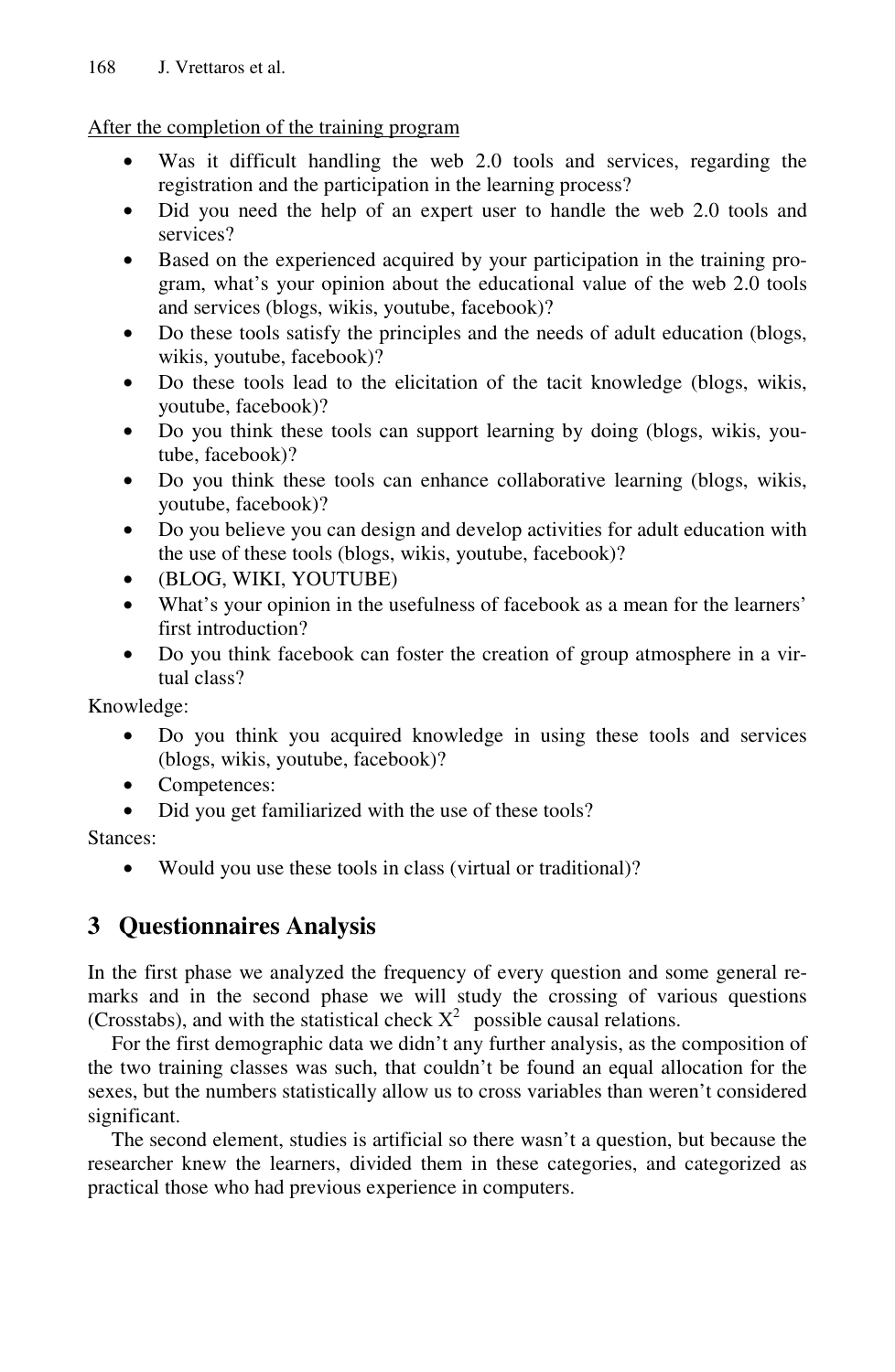After the completion of the training program

- Was it difficult handling the web 2.0 tools and services, regarding the registration and the participation in the learning process?
- Did you need the help of an expert user to handle the web 2.0 tools and services?
- Based on the experienced acquired by your participation in the training program, what's your opinion about the educational value of the web 2.0 tools and services (blogs, wikis, youtube, facebook)?
- Do these tools satisfy the principles and the needs of adult education (blogs, wikis, youtube, facebook)?
- Do these tools lead to the elicitation of the tacit knowledge (blogs, wikis, youtube, facebook)?
- Do you think these tools can support learning by doing (blogs, wikis, youtube, facebook)?
- Do you think these tools can enhance collaborative learning (blogs, wikis, youtube, facebook)?
- Do you believe you can design and develop activities for adult education with the use of these tools (blogs, wikis, youtube, facebook)?
- (BLOG, WIKI, YOUTUBE)
- What's your opinion in the usefulness of facebook as a mean for the learners' first introduction?
- Do you think facebook can foster the creation of group atmosphere in a virtual class?

Knowledge:

- Do you think you acquired knowledge in using these tools and services (blogs, wikis, youtube, facebook)?
- Competences:
- Did you get familiarized with the use of these tools?

Stances:

- Would you use these tools in class (virtual or traditional)?

## 3 Questionnaires Analysis

In the first phase we analyzed the frequency of every question and some general remarks and in the second phase we will study the crossing of various questions (Crosstabs), and with the statistical check $X^2$ possible causal relations.

For the first demographic data we didn't any further analysis, as the composition of the two training classes was such, that couldn't be found an equal allocation for the sexes, but the numbers statistically allow us to cross variables than weren't considered significant.

The second element, studies is artificial so there wasn't a question, but because the researcher knew the learners, divided them in these categories, and categorized as practical those who had previous experience in computers.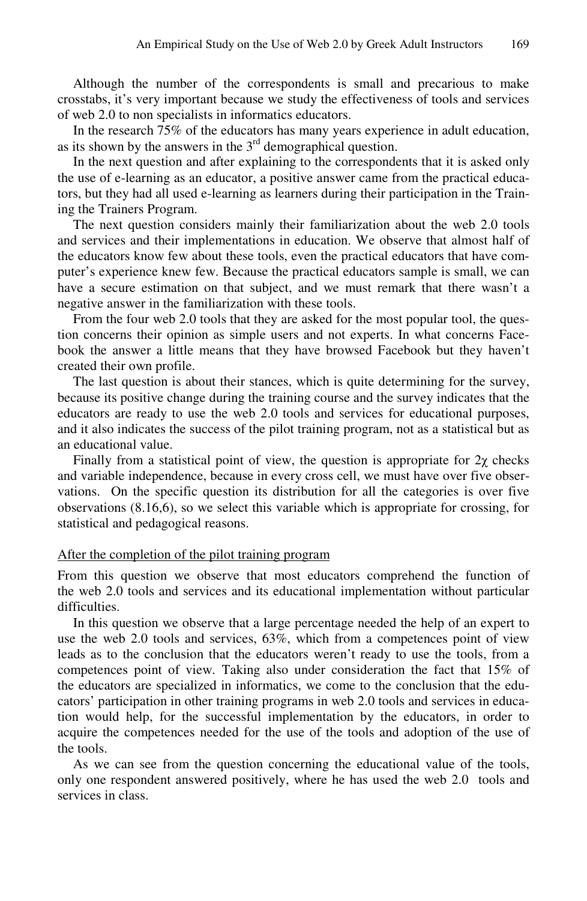Although the number of the correspondents is small and precarious to make crosstabs, it's very important because we study the effectiveness of tools and services of web 2.0 to non specialists in informatics educators.

In the research 75% of the educators has many years experience in adult education, as its shown by the answers in the 3rd demographical question.

In the next question and after explaining to the correspondents that it is asked only the use of e-learning as an educator, a positive answer came from the practical educators, but they had all used e-learning as learners during their participation in the Training the Trainers Program.

The next question considers mainly their familiarization about the web 2.0 tools and services and their implementations in education. We observe that almost half of the educators know few about these tools, even the practical educators that have computer's experience knew few. Because the practical educators sample is small, we can have a secure estimation on that subject, and we must remark that there wasn't a negative answer in the familiarization with these tools.

From the four web 2.0 tools that they are asked for the most popular tool, the question concerns their opinion as simple users and not experts. In what concerns Facebook the answer a little means that they have browsed Facebook but they haven't created their own profile.

The last question is about their stances, which is quite determining for the survey, because its positive change during the training course and the survey indicates that the educators are ready to use the web 2.0 tools and services for educational purposes, and it also indicates the success of the pilot training program, not as a statistical but as an educational value.

Finally from a statistical point of view, the question is appropriate for $2\chi$ checks and variable independence, because in every cross cell, we must have over five observations. On the specific question its distribution for all the categories is over five observations (8.16,6), so we select this variable which is appropriate for crossing, for statistical and pedagogical reasons.

<u>After the completion of the pilot training program</u>

From this question we observe that most educators comprehend the function of the web 2.0 tools and services and its educational implementation without particular difficulties.

In this question we observe that a large percentage needed the help of an expert to use the web 2.0 tools and services, 63%, which from a competences point of view leads as to the conclusion that the educators weren't ready to use the tools, from a competences point of view. Taking also under consideration the fact that 15% of the educators are specialized in informatics, we come to the conclusion that the educators' participation in other training programs in web 2.0 tools and services in education would help, for the successful implementation by the educators, in order to acquire the competences needed for the use of the tools and adoption of the use of the tools.

As we can see from the question concerning the educational value of the tools, only one respondent answered positively, where he has used the web 2.0 tools and services in class.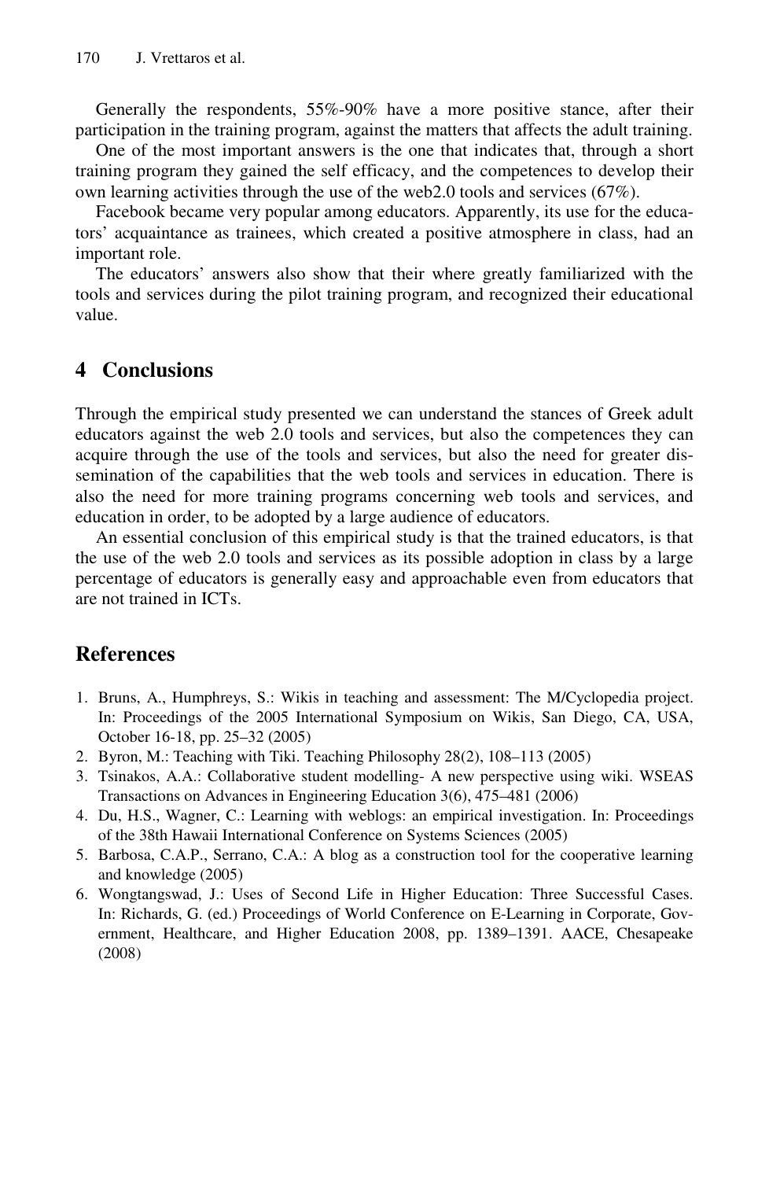Generally the respondents, 55%-90% have a more positive stance, after their participation in the training program, against the matters that affects the adult training.

One of the most important answers is the one that indicates that, through a short training program they gained the self efficacy, and the competences to develop their own learning activities through the use of the web2.0 tools and services (67%).

Facebook became very popular among educators. Apparently, its use for the educators' acquaintance as trainees, which created a positive atmosphere in class, had an important role.

The educators' answers also show that their where greatly familiarized with the tools and services during the pilot training program, and recognized their educational value.

## 4 Conclusions

Through the empirical study presented we can understand the stances of Greek adult educators against the web 2.0 tools and services, but also the competences they can acquire through the use of the tools and services, but also the need for greater dissemination of the capabilities that the web tools and services in education. There is also the need for more training programs concerning web tools and services, and education in order, to be adopted by a large audience of educators.

An essential conclusion of this empirical study is that the trained educators, is that the use of the web 2.0 tools and services as its possible adoption in class by a large percentage of educators is generally easy and approachable even from educators that are not trained in ICTs.

## References

1. Bruns, A., Humphreys, S.: Wikis in teaching and assessment: The M/Cyclopedia project. In: Proceedings of the 2005 International Symposium on Wikis, San Diego, CA, USA, October 16-18, pp. 25–32 (2005)
2. Byron, M.: Teaching with Tiki. Teaching Philosophy 28(2), 108–113 (2005)
3. Tsinakos, A.A.: Collaborative student modelling- A new perspective using wiki. WSEAS Transactions on Advances in Engineering Education 3(6), 475–481 (2006)
4. Du, H.S., Wagner, C.: Learning with weblogs: an empirical investigation. In: Proceedings of the 38th Hawaii International Conference on Systems Sciences (2005)
5. Barbosa, C.A.P., Serrano, C.A.: A blog as a construction tool for the cooperative learning and knowledge (2005)
6. Wongtangswad, J.: Uses of Second Life in Higher Education: Three Successful Cases. In: Richards, G. (ed.) Proceedings of World Conference on E-Learning in Corporate, Government, Healthcare, and Higher Education 2008, pp. 1389–1391. AACE, Chesapeake (2008)